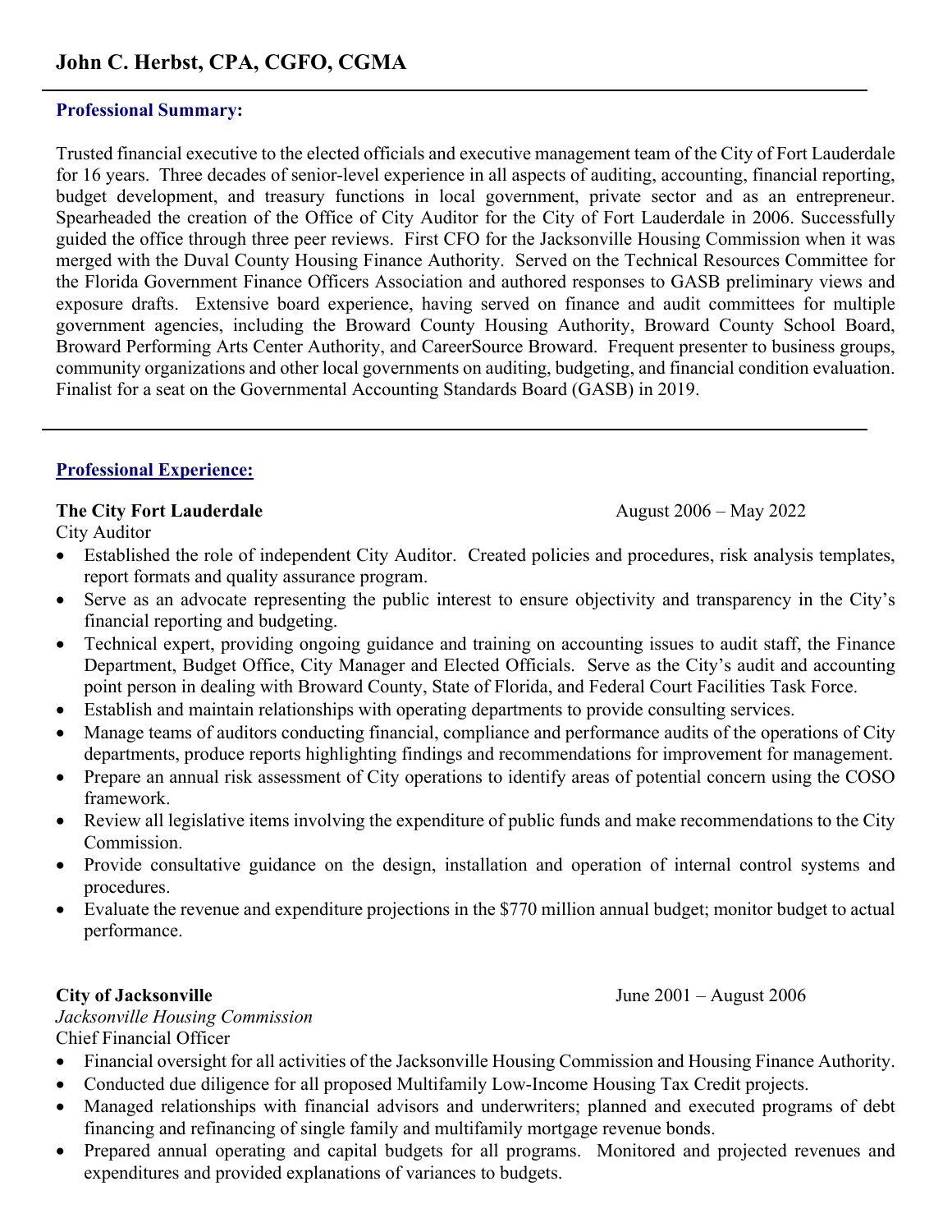# John C. Herbst, CPA, CGFO, CGMA

---

### Professional Summary:

Trusted financial executive to the elected officials and executive management team of the City of Fort Lauderdale for 16 years. Three decades of senior-level experience in all aspects of auditing, accounting, financial reporting, budget development, and treasury functions in local government, private sector and as an entrepreneur. Spearheaded the creation of the Office of City Auditor for the City of Fort Lauderdale in 2006. Successfully guided the office through three peer reviews. First CFO for the Jacksonville Housing Commission when it was merged with the Duval County Housing Finance Authority. Served on the Technical Resources Committee for the Florida Government Finance Officers Association and authored responses to GASB preliminary views and exposure drafts. Extensive board experience, having served on finance and audit committees for multiple government agencies, including the Broward County Housing Authority, Broward County School Board, Broward Performing Arts Center Authority, and CareerSource Broward. Frequent presenter to business groups, community organizations and other local governments on auditing, budgeting, and financial condition evaluation. Finalist for a seat on the Governmental Accounting Standards Board (GASB) in 2019.

---

### Professional Experience:

**The City Fort Lauderdale** August 2006 – May 2022

City Auditor

- Established the role of independent City Auditor. Created policies and procedures, risk analysis templates, report formats and quality assurance program.
- Serve as an advocate representing the public interest to ensure objectivity and transparency in the City's financial reporting and budgeting.
- Technical expert, providing ongoing guidance and training on accounting issues to audit staff, the Finance Department, Budget Office, City Manager and Elected Officials. Serve as the City's audit and accounting point person in dealing with Broward County, State of Florida, and Federal Court Facilities Task Force.
- Establish and maintain relationships with operating departments to provide consulting services.
- Manage teams of auditors conducting financial, compliance and performance audits of the operations of City departments, produce reports highlighting findings and recommendations for improvement for management.
- Prepare an annual risk assessment of City operations to identify areas of potential concern using the COSO framework.
- Review all legislative items involving the expenditure of public funds and make recommendations to the City Commission.
- Provide consultative guidance on the design, installation and operation of internal control systems and procedures.
- Evaluate the revenue and expenditure projections in the $770 million annual budget; monitor budget to actual performance.

**City of Jacksonville** June 2001 – August 2006

*Jacksonville Housing Commission*

Chief Financial Officer

- Financial oversight for all activities of the Jacksonville Housing Commission and Housing Finance Authority.
- Conducted due diligence for all proposed Multifamily Low-Income Housing Tax Credit projects.
- Managed relationships with financial advisors and underwriters; planned and executed programs of debt financing and refinancing of single family and multifamily mortgage revenue bonds.
- Prepared annual operating and capital budgets for all programs. Monitored and projected revenues and expenditures and provided explanations of variances to budgets.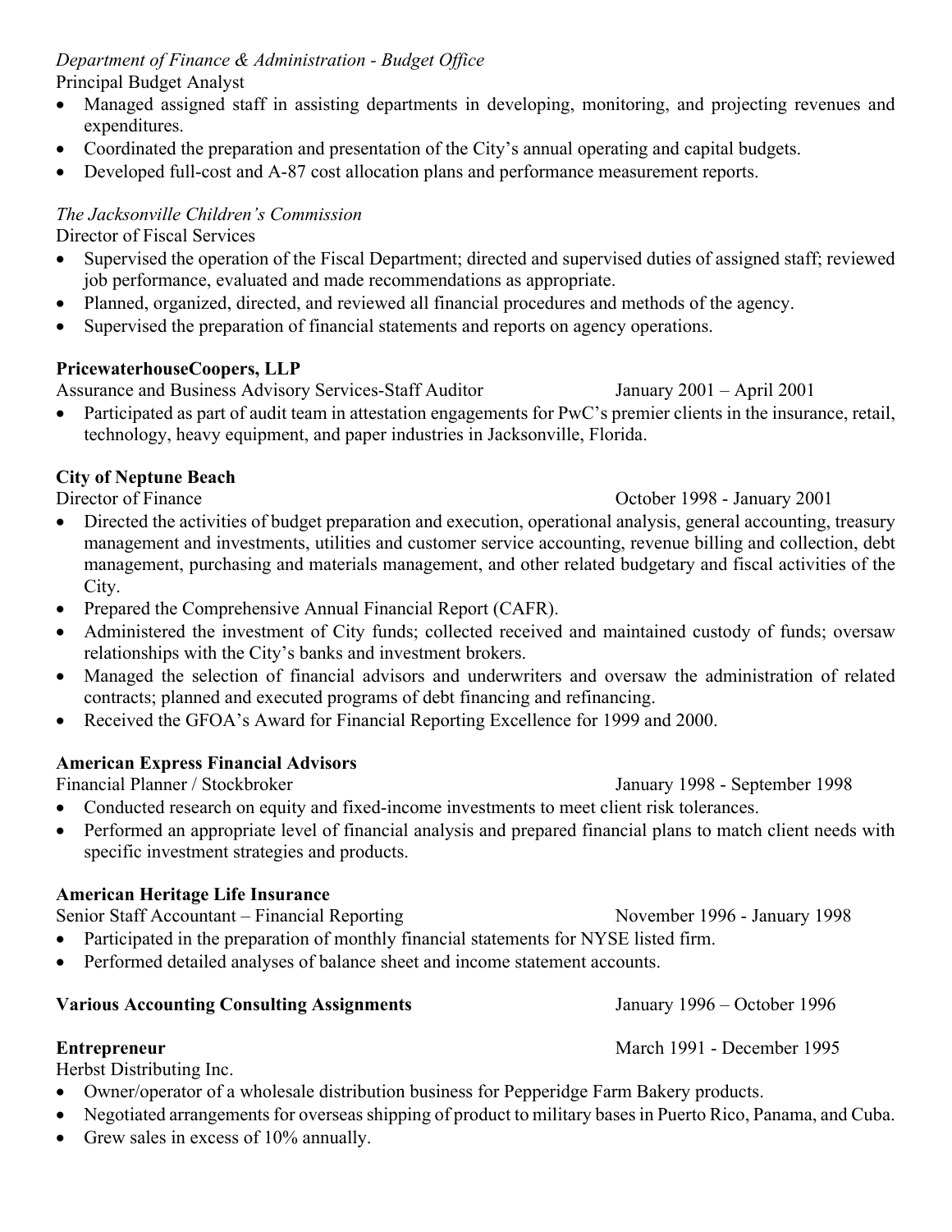*Department of Finance & Administration - Budget Office*
Principal Budget Analyst

- Managed assigned staff in assisting departments in developing, monitoring, and projecting revenues and expenditures.
- Coordinated the preparation and presentation of the City's annual operating and capital budgets.
- Developed full-cost and A-87 cost allocation plans and performance measurement reports.

*The Jacksonville Children's Commission*
Director of Fiscal Services

- Supervised the operation of the Fiscal Department; directed and supervised duties of assigned staff; reviewed job performance, evaluated and made recommendations as appropriate.
- Planned, organized, directed, and reviewed all financial procedures and methods of the agency.
- Supervised the preparation of financial statements and reports on agency operations.

**PricewaterhouseCoopers, LLP**
Assurance and Business Advisory Services-Staff Auditor — January 2001 – April 2001

- Participated as part of audit team in attestation engagements for PwC's premier clients in the insurance, retail, technology, heavy equipment, and paper industries in Jacksonville, Florida.

**City of Neptune Beach**
Director of Finance — October 1998 - January 2001

- Directed the activities of budget preparation and execution, operational analysis, general accounting, treasury management and investments, utilities and customer service accounting, revenue billing and collection, debt management, purchasing and materials management, and other related budgetary and fiscal activities of the City.
- Prepared the Comprehensive Annual Financial Report (CAFR).
- Administered the investment of City funds; collected received and maintained custody of funds; oversaw relationships with the City's banks and investment brokers.
- Managed the selection of financial advisors and underwriters and oversaw the administration of related contracts; planned and executed programs of debt financing and refinancing.
- Received the GFOA's Award for Financial Reporting Excellence for 1999 and 2000.

**American Express Financial Advisors**
Financial Planner / Stockbroker — January 1998 - September 1998

- Conducted research on equity and fixed-income investments to meet client risk tolerances.
- Performed an appropriate level of financial analysis and prepared financial plans to match client needs with specific investment strategies and products.

**American Heritage Life Insurance**
Senior Staff Accountant – Financial Reporting — November 1996 - January 1998

- Participated in the preparation of monthly financial statements for NYSE listed firm.
- Performed detailed analyses of balance sheet and income statement accounts.

**Various Accounting Consulting Assignments** — January 1996 – October 1996

**Entrepreneur** — March 1991 - December 1995
Herbst Distributing Inc.

- Owner/operator of a wholesale distribution business for Pepperidge Farm Bakery products.
- Negotiated arrangements for overseas shipping of product to military bases in Puerto Rico, Panama, and Cuba.
- Grew sales in excess of 10% annually.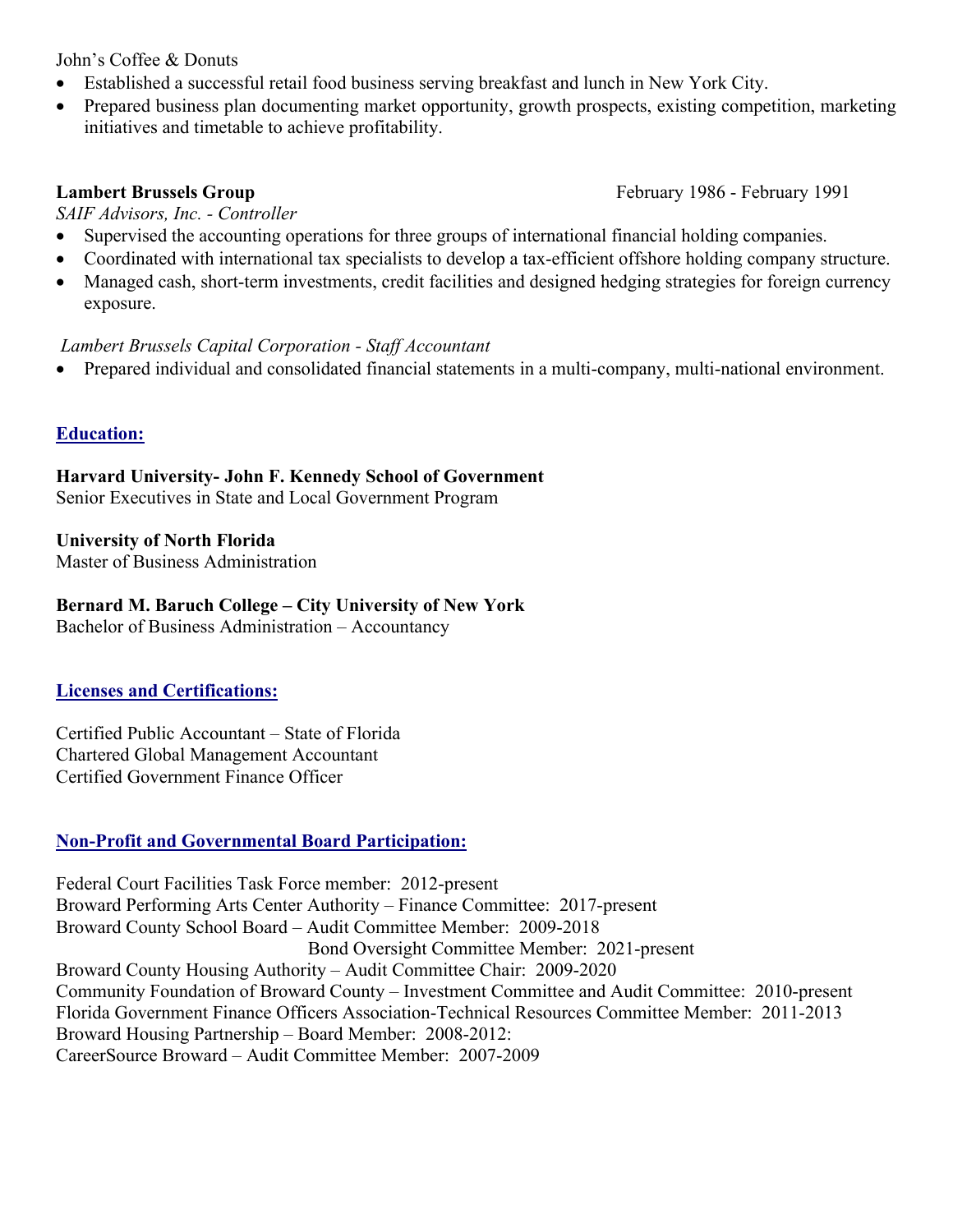John's Coffee & Donuts

- Established a successful retail food business serving breakfast and lunch in New York City.
- Prepared business plan documenting market opportunity, growth prospects, existing competition, marketing initiatives and timetable to achieve profitability.

**Lambert Brussels Group** February 1986 - February 1991

*SAIF Advisors, Inc. - Controller*

- Supervised the accounting operations for three groups of international financial holding companies.
- Coordinated with international tax specialists to develop a tax-efficient offshore holding company structure.
- Managed cash, short-term investments, credit facilities and designed hedging strategies for foreign currency exposure.

*Lambert Brussels Capital Corporation - Staff Accountant*

- Prepared individual and consolidated financial statements in a multi-company, multi-national environment.

## Education:

**Harvard University- John F. Kennedy School of Government**
Senior Executives in State and Local Government Program

**University of North Florida**
Master of Business Administration

**Bernard M. Baruch College – City University of New York**
Bachelor of Business Administration – Accountancy

## Licenses and Certifications:

Certified Public Accountant – State of Florida
Chartered Global Management Accountant
Certified Government Finance Officer

## Non-Profit and Governmental Board Participation:

Federal Court Facilities Task Force member: 2012-present
Broward Performing Arts Center Authority – Finance Committee: 2017-present
Broward County School Board – Audit Committee Member: 2009-2018
Bond Oversight Committee Member: 2021-present
Broward County Housing Authority – Audit Committee Chair: 2009-2020
Community Foundation of Broward County – Investment Committee and Audit Committee: 2010-present
Florida Government Finance Officers Association-Technical Resources Committee Member: 2011-2013
Broward Housing Partnership – Board Member: 2008-2012:
CareerSource Broward – Audit Committee Member: 2007-2009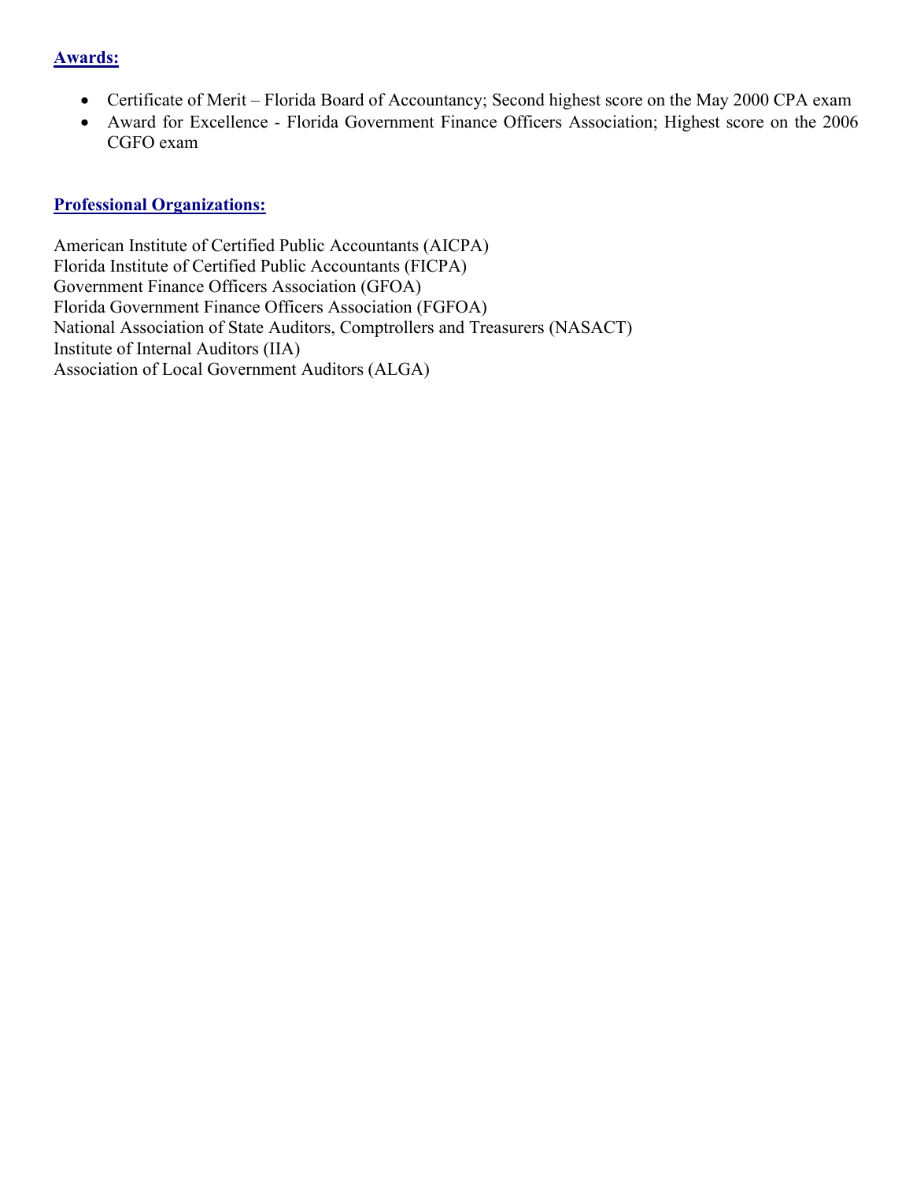## Awards:

- Certificate of Merit – Florida Board of Accountancy; Second highest score on the May 2000 CPA exam
- Award for Excellence - Florida Government Finance Officers Association; Highest score on the 2006 CGFO exam

## Professional Organizations:

American Institute of Certified Public Accountants (AICPA)
Florida Institute of Certified Public Accountants (FICPA)
Government Finance Officers Association (GFOA)
Florida Government Finance Officers Association (FGFOA)
National Association of State Auditors, Comptrollers and Treasurers (NASACT)
Institute of Internal Auditors (IIA)
Association of Local Government Auditors (ALGA)